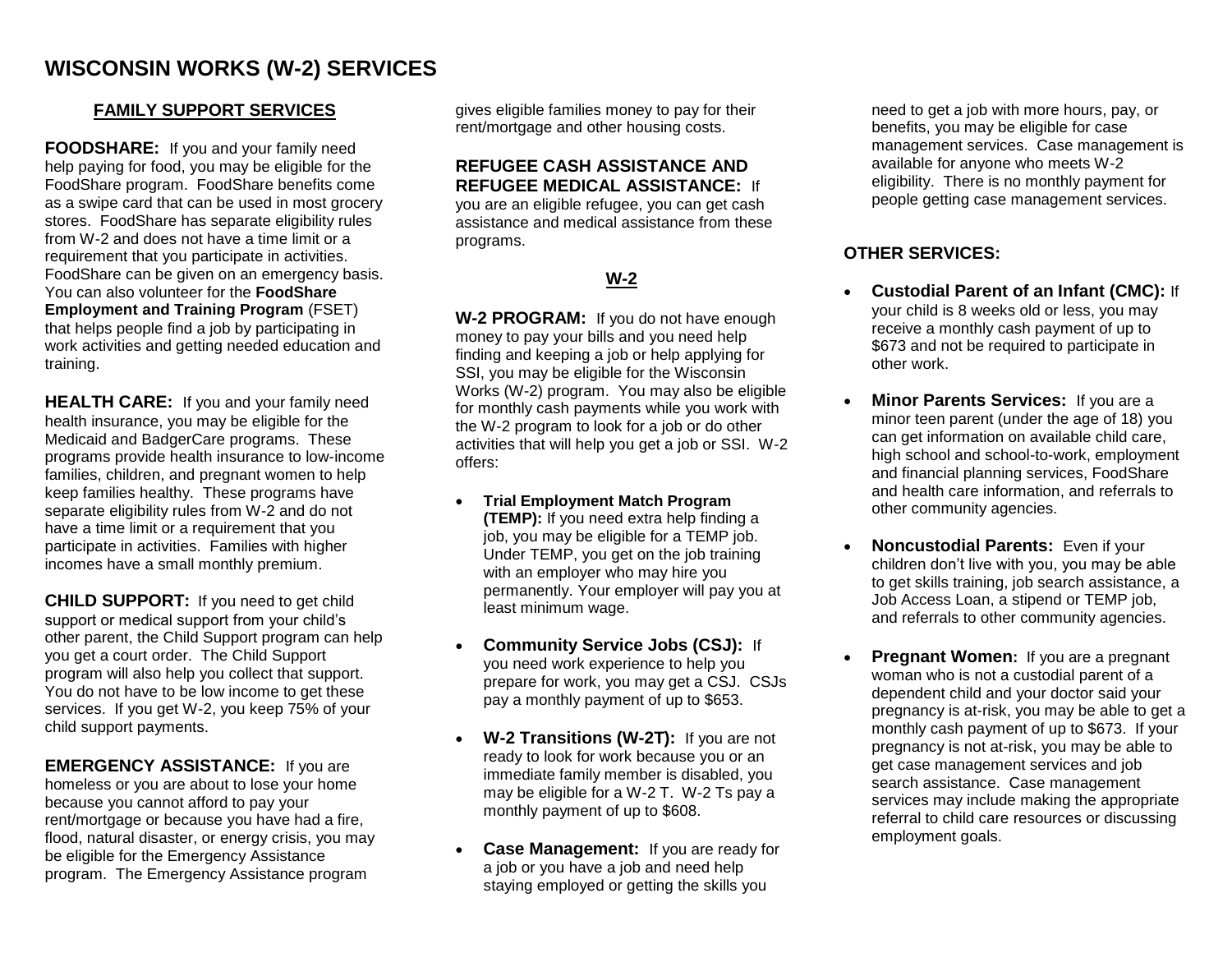# WISCONSIN WORKS (W-2) SERVICES

## FAMILY SUPPORT SERVICES

**FOODSHARE:** If you and your family need help paying for food, you may be eligible for the FoodShare program. FoodShare benefits come as a swipe card that can be used in most grocery stores. FoodShare has separate eligibility rules from W-2 and does not have a time limit or a requirement that you participate in activities. FoodShare can be given on an emergency basis. You can also volunteer for the **FoodShare Employment and Training Program** (FSET) that helps people find a job by participating in work activities and getting needed education and training.

**HEALTH CARE:** If you and your family need health insurance, you may be eligible for the Medicaid and BadgerCare programs. These programs provide health insurance to low-income families, children, and pregnant women to help keep families healthy. These programs have separate eligibility rules from W-2 and do not have a time limit or a requirement that you participate in activities. Families with higher incomes have a small monthly premium.

**CHILD SUPPORT:** If you need to get child support or medical support from your child's other parent, the Child Support program can help you get a court order. The Child Support program will also help you collect that support. You do not have to be low income to get these services. If you get W-2, you keep 75% of your child support payments.

**EMERGENCY ASSISTANCE:** If you are homeless or you are about to lose your home because you cannot afford to pay your rent/mortgage or because you have had a fire, flood, natural disaster, or energy crisis, you may be eligible for the Emergency Assistance program. The Emergency Assistance program gives eligible families money to pay for their rent/mortgage and other housing costs.

**REFUGEE CASH ASSISTANCE AND REFUGEE MEDICAL ASSISTANCE:** If you are an eligible refugee, you can get cash assistance and medical assistance from these programs.

## W-2

**W-2 PROGRAM:** If you do not have enough money to pay your bills and you need help finding and keeping a job or help applying for SSI, you may be eligible for the Wisconsin Works (W-2) program. You may also be eligible for monthly cash payments while you work with the W-2 program to look for a job or do other activities that will help you get a job or SSI. W-2 offers:

- **Trial Employment Match Program (TEMP):** If you need extra help finding a job, you may be eligible for a TEMP job. Under TEMP, you get on the job training with an employer who may hire you permanently. Your employer will pay you at least minimum wage.
- **Community Service Jobs (CSJ):** If you need work experience to help you prepare for work, you may get a CSJ. CSJs pay a monthly payment of up to $653.
- **W-2 Transitions (W-2T):** If you are not ready to look for work because you or an immediate family member is disabled, you may be eligible for a W-2 T. W-2 Ts pay a monthly payment of up to $608.
- **Case Management:** If you are ready for a job or you have a job and need help staying employed or getting the skills you need to get a job with more hours, pay, or benefits, you may be eligible for case management services. Case management is available for anyone who meets W-2 eligibility. There is no monthly payment for people getting case management services.

### OTHER SERVICES:

- **Custodial Parent of an Infant (CMC):** If your child is 8 weeks old or less, you may receive a monthly cash payment of up to $673 and not be required to participate in other work.
- **Minor Parents Services:** If you are a minor teen parent (under the age of 18) you can get information on available child care, high school and school-to-work, employment and financial planning services, FoodShare and health care information, and referrals to other community agencies.
- **Noncustodial Parents:** Even if your children don't live with you, you may be able to get skills training, job search assistance, a Job Access Loan, a stipend or TEMP job, and referrals to other community agencies.
- **Pregnant Women:** If you are a pregnant woman who is not a custodial parent of a dependent child and your doctor said your pregnancy is at-risk, you may be able to get a monthly cash payment of up to $673. If your pregnancy is not at-risk, you may be able to get case management services and job search assistance. Case management services may include making the appropriate referral to child care resources or discussing employment goals.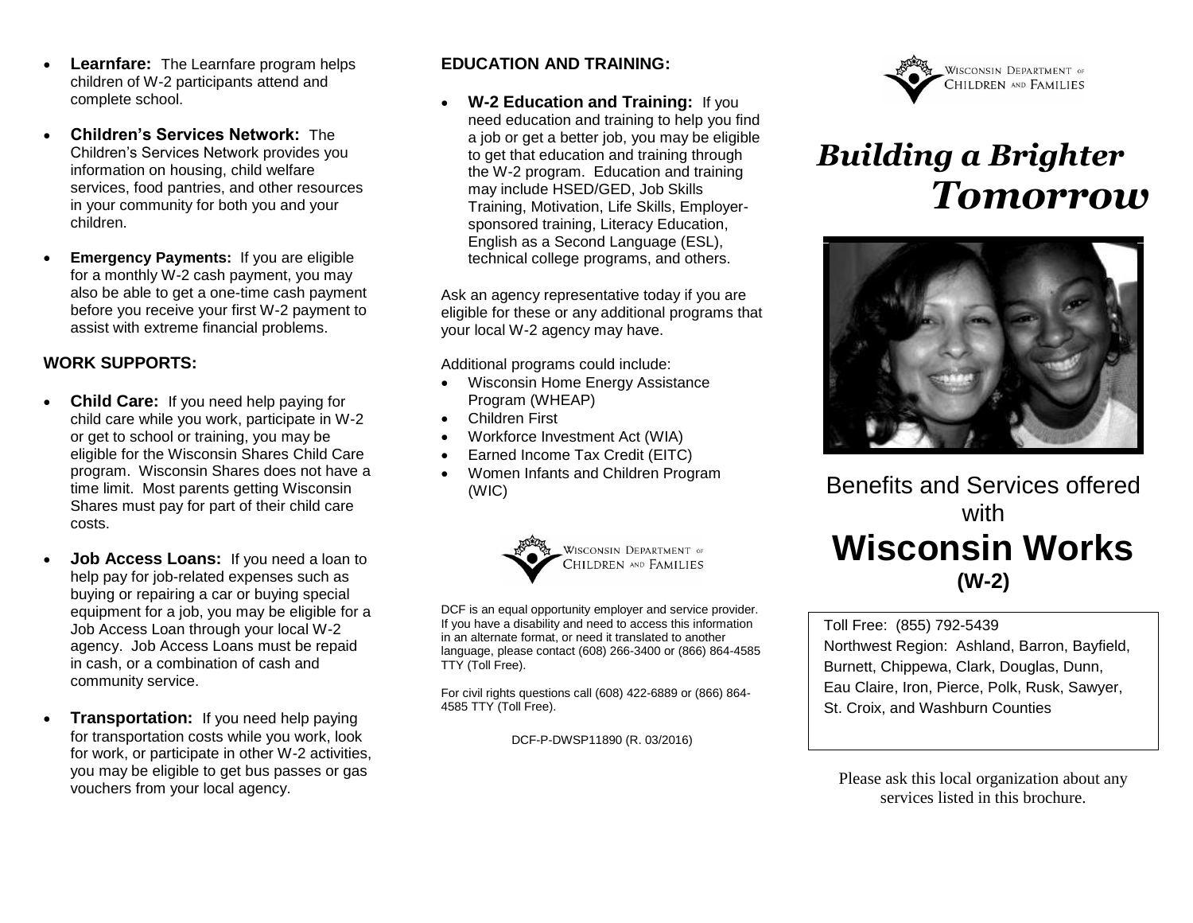- **Learnfare:** The Learnfare program helps children of W-2 participants attend and complete school.
- **Children's Services Network:** The Children's Services Network provides you information on housing, child welfare services, food pantries, and other resources in your community for both you and your children.
- **Emergency Payments:** If you are eligible for a monthly W-2 cash payment, you may also be able to get a one-time cash payment before you receive your first W-2 payment to assist with extreme financial problems.

## WORK SUPPORTS:

- **Child Care:** If you need help paying for child care while you work, participate in W-2 or get to school or training, you may be eligible for the Wisconsin Shares Child Care program. Wisconsin Shares does not have a time limit. Most parents getting Wisconsin Shares must pay for part of their child care costs.
- **Job Access Loans:** If you need a loan to help pay for job-related expenses such as buying or repairing a car or buying special equipment for a job, you may be eligible for a Job Access Loan through your local W-2 agency. Job Access Loans must be repaid in cash, or a combination of cash and community service.
- **Transportation:** If you need help paying for transportation costs while you work, look for work, or participate in other W-2 activities, you may be eligible to get bus passes or gas vouchers from your local agency.

## EDUCATION AND TRAINING:

- **W-2 Education and Training:** If you need education and training to help you find a job or get a better job, you may be eligible to get that education and training through the W-2 program. Education and training may include HSED/GED, Job Skills Training, Motivation, Life Skills, Employer-sponsored training, Literacy Education, English as a Second Language (ESL), technical college programs, and others.

Ask an agency representative today if you are eligible for these or any additional programs that your local W-2 agency may have.

Additional programs could include:

- Wisconsin Home Energy Assistance Program (WHEAP)
- Children First
- Workforce Investment Act (WIA)
- Earned Income Tax Credit (EITC)
- Women Infants and Children Program (WIC)

Wisconsin Department of Children and Families

DCF is an equal opportunity employer and service provider. If you have a disability and need to access this information in an alternate format, or need it translated to another language, please contact (608) 266-3400 or (866) 864-4585 TTY (Toll Free).

For civil rights questions call (608) 422-6889 or (866) 864-4585 TTY (Toll Free).

DCF-P-DWSP11890 (R. 03/2016)

Wisconsin Department of Children and Families

# *Building a Brighter Tomorrow*

## Benefits and Services offered with

# Wisconsin Works

## (W-2)

Toll Free: (855) 792-5439
Northwest Region: Ashland, Barron, Bayfield, Burnett, Chippewa, Clark, Douglas, Dunn, Eau Claire, Iron, Pierce, Polk, Rusk, Sawyer, St. Croix, and Washburn Counties

Please ask this local organization about any services listed in this brochure.